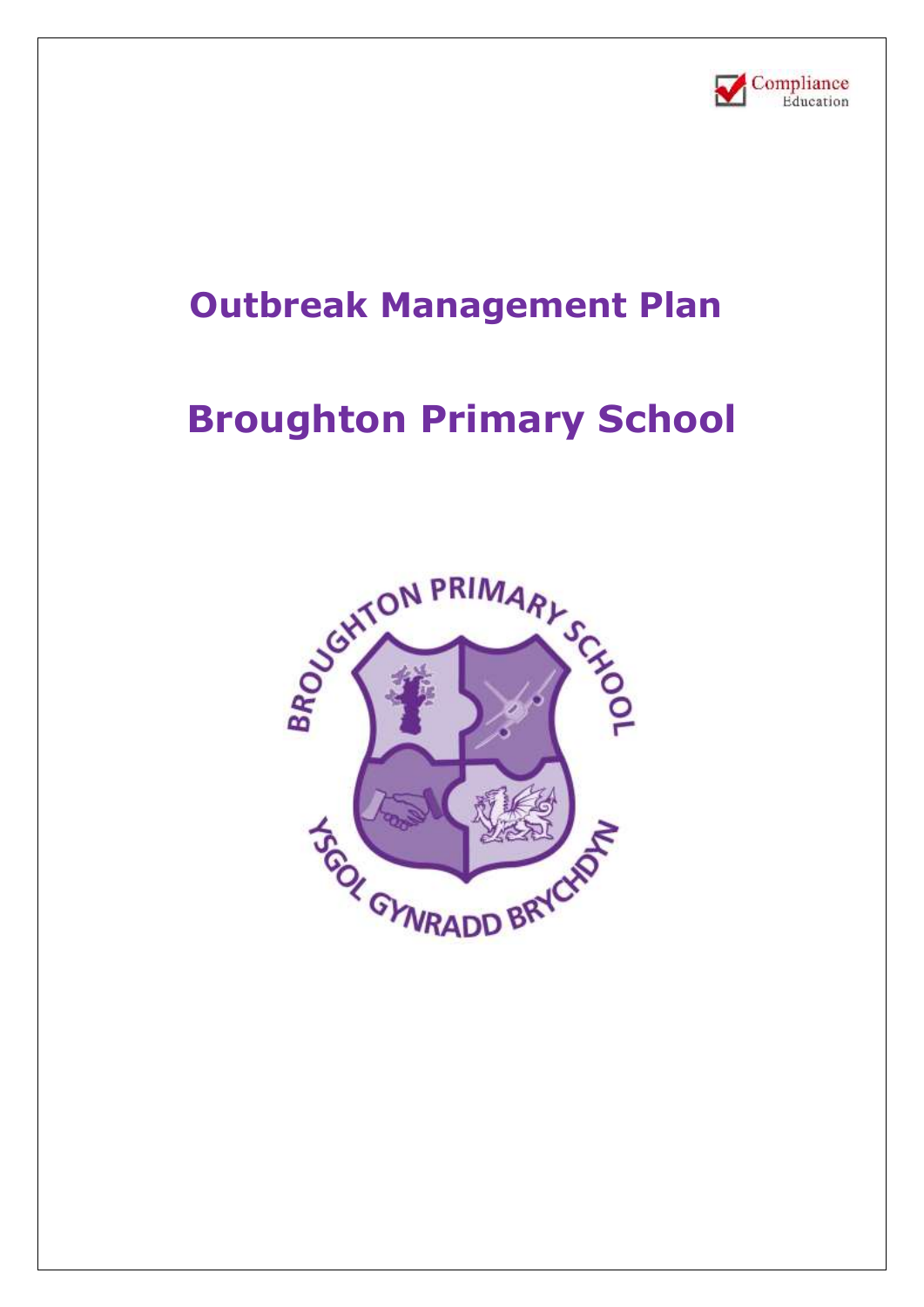# Outbreak Management Plan

# Broughton Primary School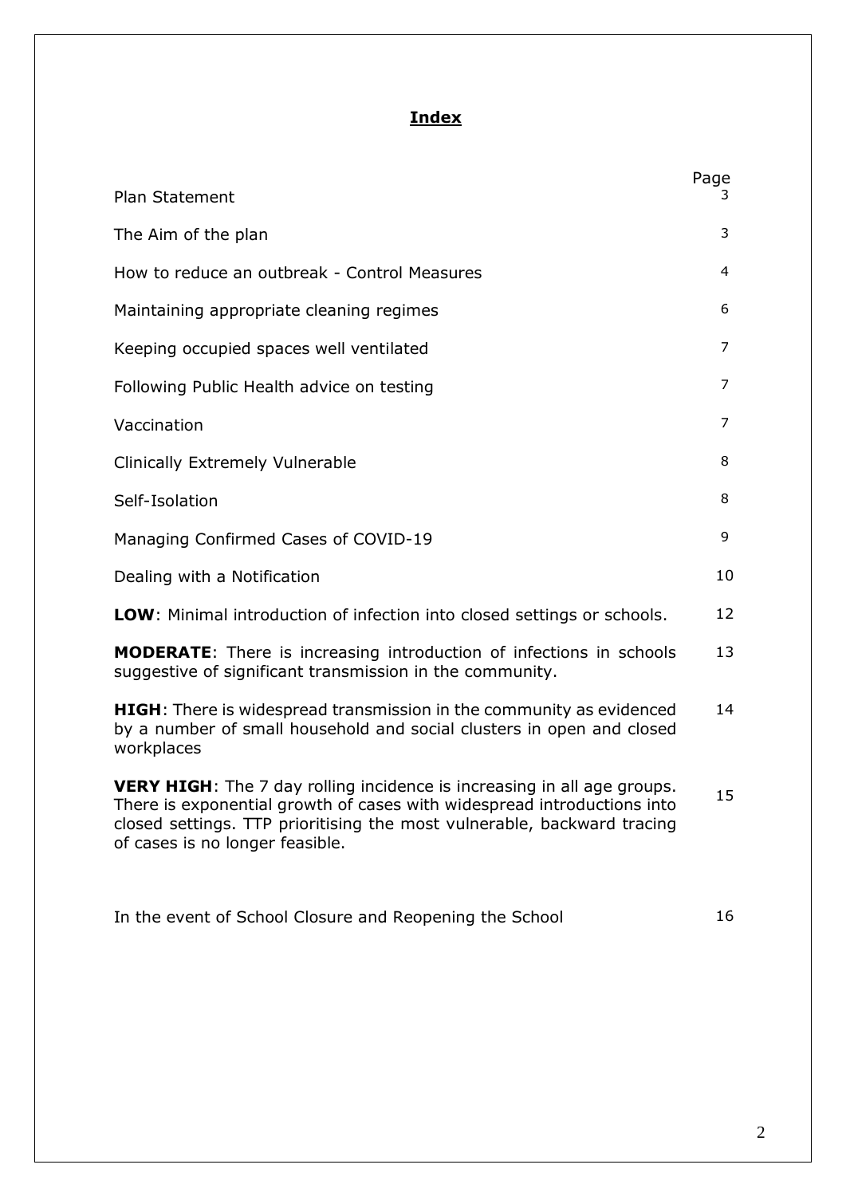# Index

| | Page |
|---|---|
| Plan Statement | 3 |
| The Aim of the plan | 3 |
| How to reduce an outbreak - Control Measures | 4 |
| Maintaining appropriate cleaning regimes | 6 |
| Keeping occupied spaces well ventilated | 7 |
| Following Public Health advice on testing | 7 |
| Vaccination | 7 |
| Clinically Extremely Vulnerable | 8 |
| Self-Isolation | 8 |
| Managing Confirmed Cases of COVID-19 | 9 |
| Dealing with a Notification | 10 |
| **LOW**: Minimal introduction of infection into closed settings or schools. | 12 |
| **MODERATE**: There is increasing introduction of infections in schools suggestive of significant transmission in the community. | 13 |
| **HIGH**: There is widespread transmission in the community as evidenced by a number of small household and social clusters in open and closed workplaces | 14 |
| **VERY HIGH**: The 7 day rolling incidence is increasing in all age groups. There is exponential growth of cases with widespread introductions into closed settings. TTP prioritising the most vulnerable, backward tracing of cases is no longer feasible. | 15 |
| In the event of School Closure and Reopening the School | 16 |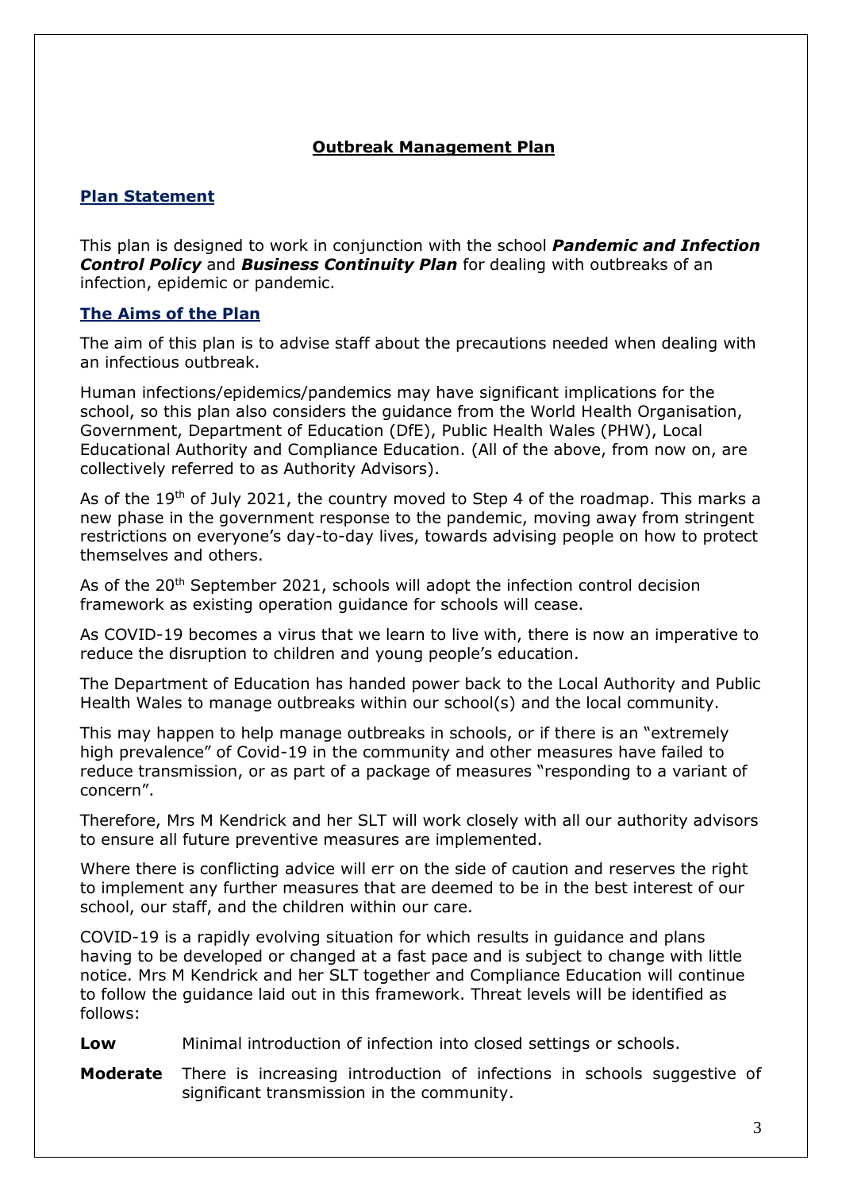## Outbreak Management Plan

### Plan Statement

This plan is designed to work in conjunction with the school ***Pandemic and Infection Control Policy*** and ***Business Continuity Plan*** for dealing with outbreaks of an infection, epidemic or pandemic.

### The Aims of the Plan

The aim of this plan is to advise staff about the precautions needed when dealing with an infectious outbreak.

Human infections/epidemics/pandemics may have significant implications for the school, so this plan also considers the guidance from the World Health Organisation, Government, Department of Education (DfE), Public Health Wales (PHW), Local Educational Authority and Compliance Education. (All of the above, from now on, are collectively referred to as Authority Advisors).

As of the 19th of July 2021, the country moved to Step 4 of the roadmap. This marks a new phase in the government response to the pandemic, moving away from stringent restrictions on everyone's day-to-day lives, towards advising people on how to protect themselves and others.

As of the 20th September 2021, schools will adopt the infection control decision framework as existing operation guidance for schools will cease.

As COVID-19 becomes a virus that we learn to live with, there is now an imperative to reduce the disruption to children and young people's education.

The Department of Education has handed power back to the Local Authority and Public Health Wales to manage outbreaks within our school(s) and the local community.

This may happen to help manage outbreaks in schools, or if there is an "extremely high prevalence" of Covid-19 in the community and other measures have failed to reduce transmission, or as part of a package of measures "responding to a variant of concern".

Therefore, Mrs M Kendrick and her SLT will work closely with all our authority advisors to ensure all future preventive measures are implemented.

Where there is conflicting advice will err on the side of caution and reserves the right to implement any further measures that are deemed to be in the best interest of our school, our staff, and the children within our care.

COVID-19 is a rapidly evolving situation for which results in guidance and plans having to be developed or changed at a fast pace and is subject to change with little notice. Mrs M Kendrick and her SLT together and Compliance Education will continue to follow the guidance laid out in this framework. Threat levels will be identified as follows:

**Low** Minimal introduction of infection into closed settings or schools.

**Moderate** There is increasing introduction of infections in schools suggestive of significant transmission in the community.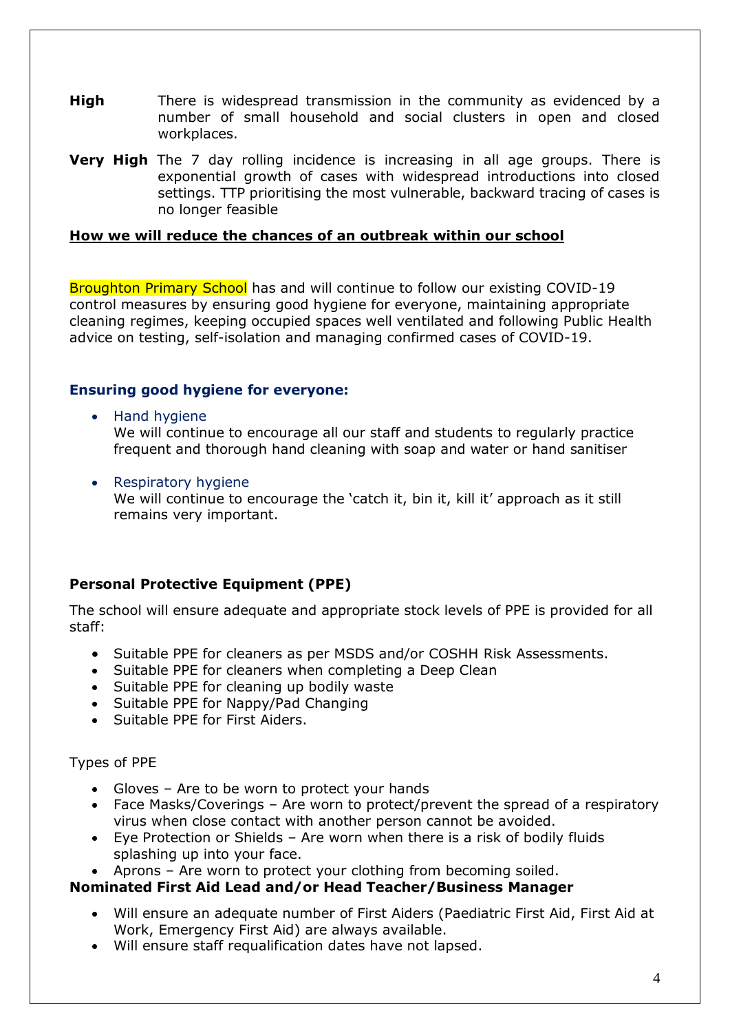**High** There is widespread transmission in the community as evidenced by a number of small household and social clusters in open and closed workplaces.

**Very High** The 7 day rolling incidence is increasing in all age groups. There is exponential growth of cases with widespread introductions into closed settings. TTP prioritising the most vulnerable, backward tracing of cases is no longer feasible

## How we will reduce the chances of an outbreak within our school

Broughton Primary School has and will continue to follow our existing COVID-19 control measures by ensuring good hygiene for everyone, maintaining appropriate cleaning regimes, keeping occupied spaces well ventilated and following Public Health advice on testing, self-isolation and managing confirmed cases of COVID-19.

### Ensuring good hygiene for everyone:

- Hand hygiene
  We will continue to encourage all our staff and students to regularly practice frequent and thorough hand cleaning with soap and water or hand sanitiser

- Respiratory hygiene
  We will continue to encourage the 'catch it, bin it, kill it' approach as it still remains very important.

### Personal Protective Equipment (PPE)

The school will ensure adequate and appropriate stock levels of PPE is provided for all staff:

- Suitable PPE for cleaners as per MSDS and/or COSHH Risk Assessments.
- Suitable PPE for cleaners when completing a Deep Clean
- Suitable PPE for cleaning up bodily waste
- Suitable PPE for Nappy/Pad Changing
- Suitable PPE for First Aiders.

Types of PPE

- Gloves – Are to be worn to protect your hands
- Face Masks/Coverings – Are worn to protect/prevent the spread of a respiratory virus when close contact with another person cannot be avoided.
- Eye Protection or Shields – Are worn when there is a risk of bodily fluids splashing up into your face.
- Aprons – Are worn to protect your clothing from becoming soiled.

**Nominated First Aid Lead and/or Head Teacher/Business Manager**

- Will ensure an adequate number of First Aiders (Paediatric First Aid, First Aid at Work, Emergency First Aid) are always available.
- Will ensure staff requalification dates have not lapsed.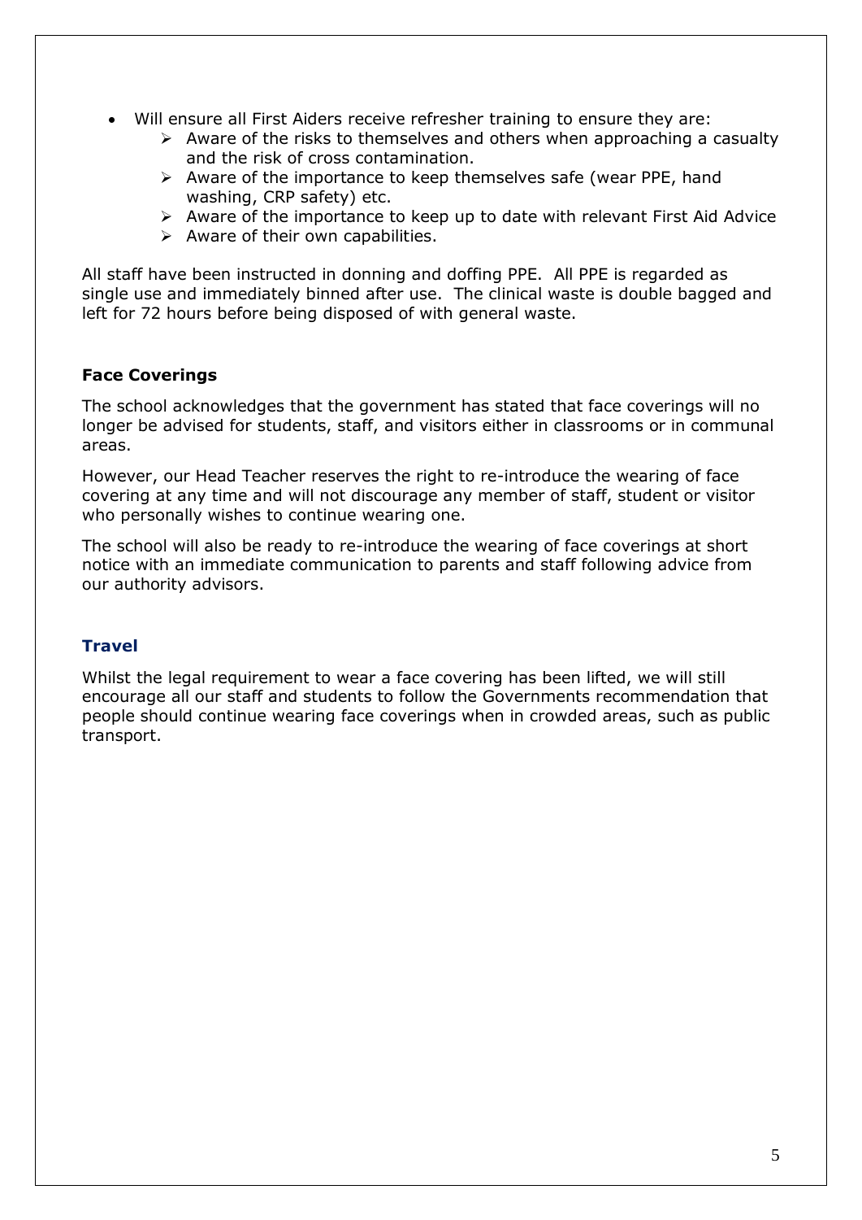- Will ensure all First Aiders receive refresher training to ensure they are:
  - Aware of the risks to themselves and others when approaching a casualty and the risk of cross contamination.
  - Aware of the importance to keep themselves safe (wear PPE, hand washing, CRP safety) etc.
  - Aware of the importance to keep up to date with relevant First Aid Advice
  - Aware of their own capabilities.

All staff have been instructed in donning and doffing PPE. All PPE is regarded as single use and immediately binned after use. The clinical waste is double bagged and left for 72 hours before being disposed of with general waste.

## Face Coverings

The school acknowledges that the government has stated that face coverings will no longer be advised for students, staff, and visitors either in classrooms or in communal areas.

However, our Head Teacher reserves the right to re-introduce the wearing of face covering at any time and will not discourage any member of staff, student or visitor who personally wishes to continue wearing one.

The school will also be ready to re-introduce the wearing of face coverings at short notice with an immediate communication to parents and staff following advice from our authority advisors.

## Travel

Whilst the legal requirement to wear a face covering has been lifted, we will still encourage all our staff and students to follow the Governments recommendation that people should continue wearing face coverings when in crowded areas, such as public transport.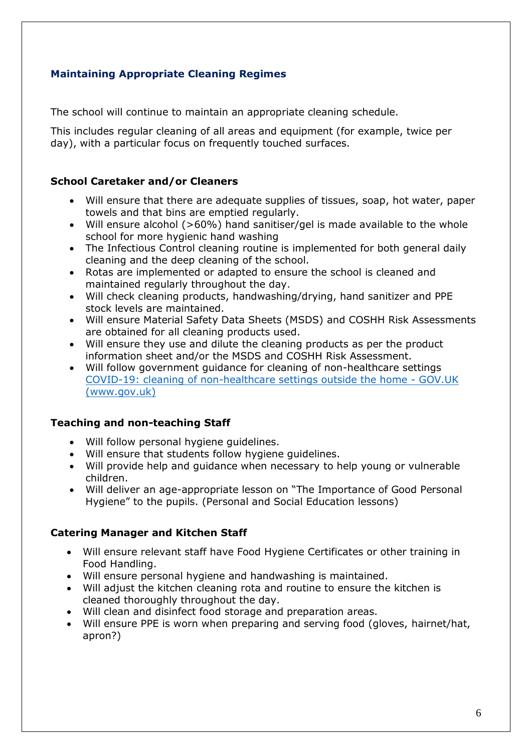## Maintaining Appropriate Cleaning Regimes

The school will continue to maintain an appropriate cleaning schedule.

This includes regular cleaning of all areas and equipment (for example, twice per day), with a particular focus on frequently touched surfaces.

**School Caretaker and/or Cleaners**

- Will ensure that there are adequate supplies of tissues, soap, hot water, paper towels and that bins are emptied regularly.
- Will ensure alcohol (>60%) hand sanitiser/gel is made available to the whole school for more hygienic hand washing
- The Infectious Control cleaning routine is implemented for both general daily cleaning and the deep cleaning of the school.
- Rotas are implemented or adapted to ensure the school is cleaned and maintained regularly throughout the day.
- Will check cleaning products, handwashing/drying, hand sanitizer and PPE stock levels are maintained.
- Will ensure Material Safety Data Sheets (MSDS) and COSHH Risk Assessments are obtained for all cleaning products used.
- Will ensure they use and dilute the cleaning products as per the product information sheet and/or the MSDS and COSHH Risk Assessment.
- Will follow government guidance for cleaning of non-healthcare settings [COVID-19: cleaning of non-healthcare settings outside the home - GOV.UK (www.gov.uk)](https://www.gov.uk)

**Teaching and non-teaching Staff**

- Will follow personal hygiene guidelines.
- Will ensure that students follow hygiene guidelines.
- Will provide help and guidance when necessary to help young or vulnerable children.
- Will deliver an age-appropriate lesson on "The Importance of Good Personal Hygiene" to the pupils. (Personal and Social Education lessons)

**Catering Manager and Kitchen Staff**

- Will ensure relevant staff have Food Hygiene Certificates or other training in Food Handling.
- Will ensure personal hygiene and handwashing is maintained.
- Will adjust the kitchen cleaning rota and routine to ensure the kitchen is cleaned thoroughly throughout the day.
- Will clean and disinfect food storage and preparation areas.
- Will ensure PPE is worn when preparing and serving food (gloves, hairnet/hat, apron?)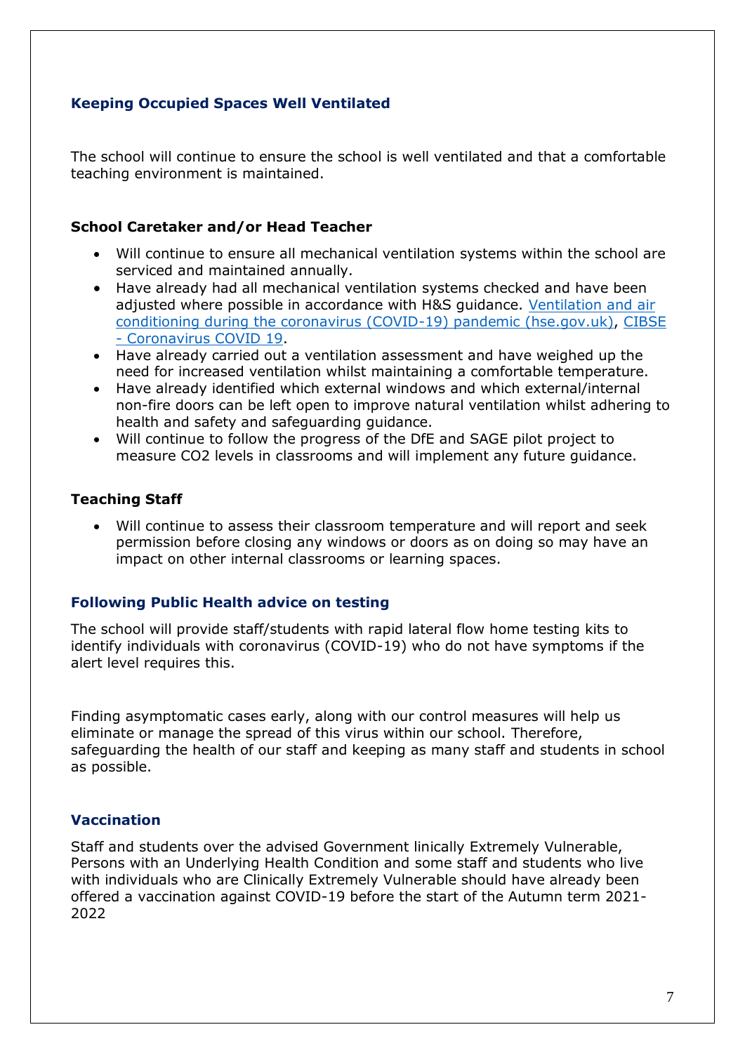### Keeping Occupied Spaces Well Ventilated

The school will continue to ensure the school is well ventilated and that a comfortable teaching environment is maintained.

**School Caretaker and/or Head Teacher**

- Will continue to ensure all mechanical ventilation systems within the school are serviced and maintained annually.
- Have already had all mechanical ventilation systems checked and have been adjusted where possible in accordance with H&S guidance. [Ventilation and air conditioning during the coronavirus (COVID-19) pandemic (hse.gov.uk)](), [CIBSE - Coronavirus COVID 19]().
- Have already carried out a ventilation assessment and have weighed up the need for increased ventilation whilst maintaining a comfortable temperature.
- Have already identified which external windows and which external/internal non-fire doors can be left open to improve natural ventilation whilst adhering to health and safety and safeguarding guidance.
- Will continue to follow the progress of the DfE and SAGE pilot project to measure CO2 levels in classrooms and will implement any future guidance.

**Teaching Staff**

- Will continue to assess their classroom temperature and will report and seek permission before closing any windows or doors as on doing so may have an impact on other internal classrooms or learning spaces.

### Following Public Health advice on testing

The school will provide staff/students with rapid lateral flow home testing kits to identify individuals with coronavirus (COVID-19) who do not have symptoms if the alert level requires this.

Finding asymptomatic cases early, along with our control measures will help us eliminate or manage the spread of this virus within our school. Therefore, safeguarding the health of our staff and keeping as many staff and students in school as possible.

### Vaccination

Staff and students over the advised Government linically Extremely Vulnerable, Persons with an Underlying Health Condition and some staff and students who live with individuals who are Clinically Extremely Vulnerable should have already been offered a vaccination against COVID-19 before the start of the Autumn term 2021-2022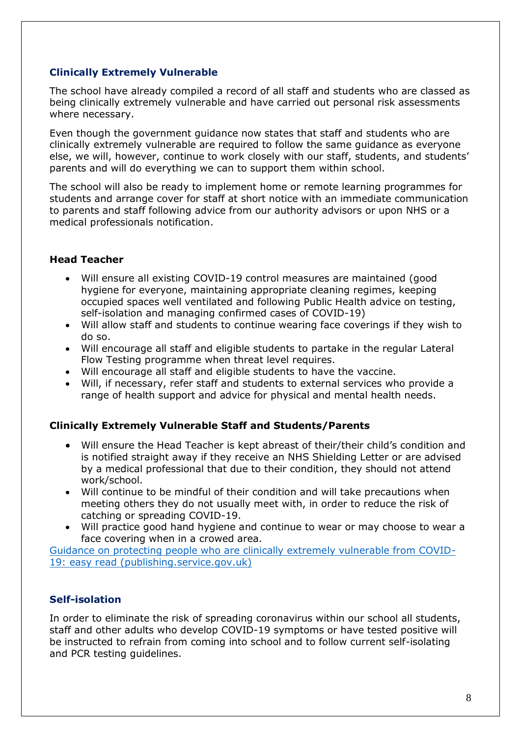### Clinically Extremely Vulnerable

The school have already compiled a record of all staff and students who are classed as being clinically extremely vulnerable and have carried out personal risk assessments where necessary.

Even though the government guidance now states that staff and students who are clinically extremely vulnerable are required to follow the same guidance as everyone else, we will, however, continue to work closely with our staff, students, and students' parents and will do everything we can to support them within school.

The school will also be ready to implement home or remote learning programmes for students and arrange cover for staff at short notice with an immediate communication to parents and staff following advice from our authority advisors or upon NHS or a medical professionals notification.

**Head Teacher**

- Will ensure all existing COVID-19 control measures are maintained (good hygiene for everyone, maintaining appropriate cleaning regimes, keeping occupied spaces well ventilated and following Public Health advice on testing, self-isolation and managing confirmed cases of COVID-19)
- Will allow staff and students to continue wearing face coverings if they wish to do so.
- Will encourage all staff and eligible students to partake in the regular Lateral Flow Testing programme when threat level requires.
- Will encourage all staff and eligible students to have the vaccine.
- Will, if necessary, refer staff and students to external services who provide a range of health support and advice for physical and mental health needs.

**Clinically Extremely Vulnerable Staff and Students/Parents**

- Will ensure the Head Teacher is kept abreast of their/their child's condition and is notified straight away if they receive an NHS Shielding Letter or are advised by a medical professional that due to their condition, they should not attend work/school.
- Will continue to be mindful of their condition and will take precautions when meeting others they do not usually meet with, in order to reduce the risk of catching or spreading COVID-19.
- Will practice good hand hygiene and continue to wear or may choose to wear a face covering when in a crowed area.

Guidance on protecting people who are clinically extremely vulnerable from COVID-19: easy read (publishing.service.gov.uk)

### Self-isolation

In order to eliminate the risk of spreading coronavirus within our school all students, staff and other adults who develop COVID-19 symptoms or have tested positive will be instructed to refrain from coming into school and to follow current self-isolating and PCR testing guidelines.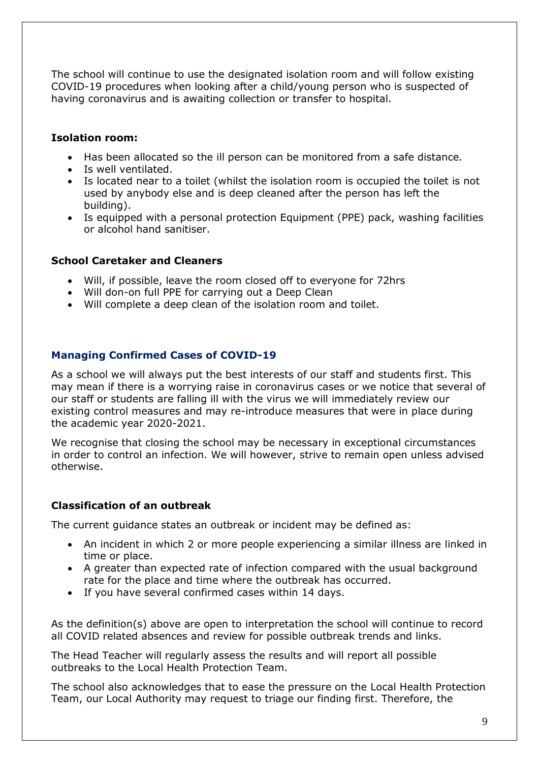The school will continue to use the designated isolation room and will follow existing COVID-19 procedures when looking after a child/young person who is suspected of having coronavirus and is awaiting collection or transfer to hospital.

**Isolation room:**

- Has been allocated so the ill person can be monitored from a safe distance.
- Is well ventilated.
- Is located near to a toilet (whilst the isolation room is occupied the toilet is not used by anybody else and is deep cleaned after the person has left the building).
- Is equipped with a personal protection Equipment (PPE) pack, washing facilities or alcohol hand sanitiser.

**School Caretaker and Cleaners**

- Will, if possible, leave the room closed off to everyone for 72hrs
- Will don-on full PPE for carrying out a Deep Clean
- Will complete a deep clean of the isolation room and toilet.

## Managing Confirmed Cases of COVID-19

As a school we will always put the best interests of our staff and students first. This may mean if there is a worrying raise in coronavirus cases or we notice that several of our staff or students are falling ill with the virus we will immediately review our existing control measures and may re-introduce measures that were in place during the academic year 2020-2021.

We recognise that closing the school may be necessary in exceptional circumstances in order to control an infection. We will however, strive to remain open unless advised otherwise.

**Classification of an outbreak**

The current guidance states an outbreak or incident may be defined as:

- An incident in which 2 or more people experiencing a similar illness are linked in time or place.
- A greater than expected rate of infection compared with the usual background rate for the place and time where the outbreak has occurred.
- If you have several confirmed cases within 14 days.

As the definition(s) above are open to interpretation the school will continue to record all COVID related absences and review for possible outbreak trends and links.

The Head Teacher will regularly assess the results and will report all possible outbreaks to the Local Health Protection Team.

The school also acknowledges that to ease the pressure on the Local Health Protection Team, our Local Authority may request to triage our finding first. Therefore, the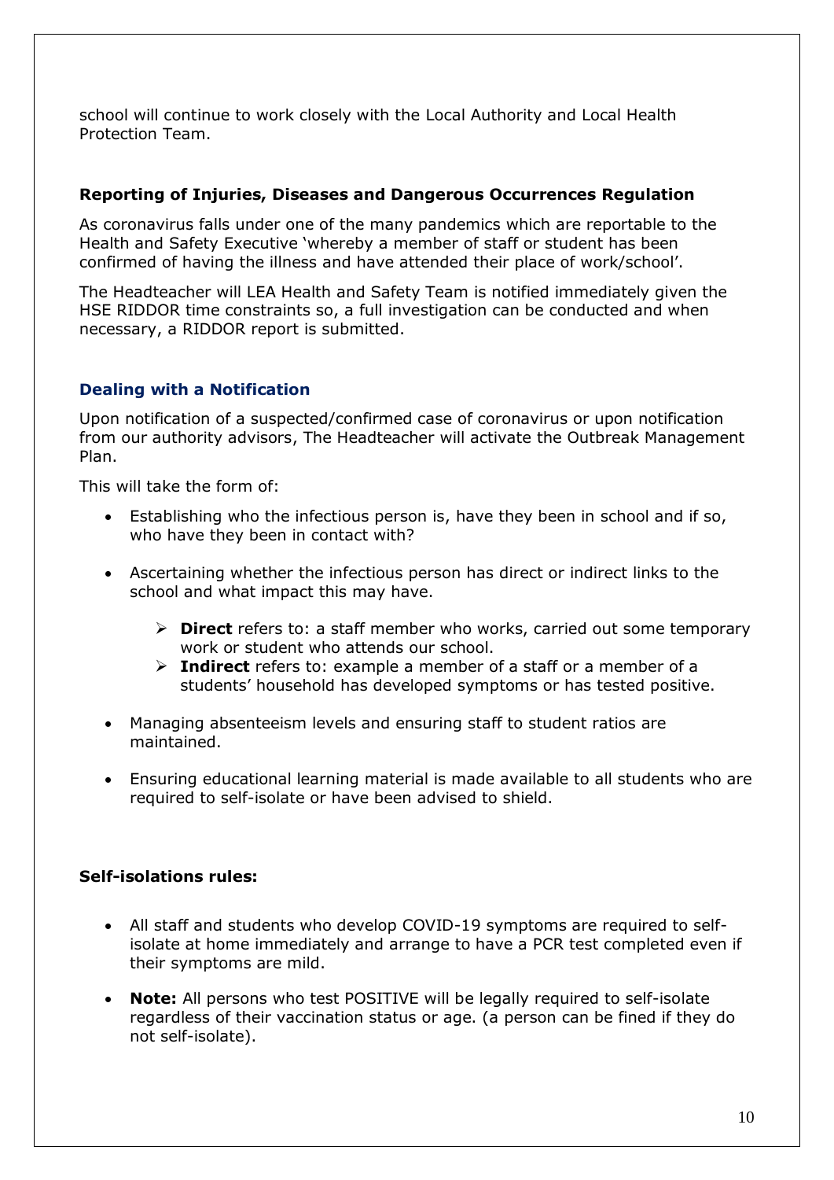school will continue to work closely with the Local Authority and Local Health Protection Team.

### Reporting of Injuries, Diseases and Dangerous Occurrences Regulation

As coronavirus falls under one of the many pandemics which are reportable to the Health and Safety Executive 'whereby a member of staff or student has been confirmed of having the illness and have attended their place of work/school'.

The Headteacher will LEA Health and Safety Team is notified immediately given the HSE RIDDOR time constraints so, a full investigation can be conducted and when necessary, a RIDDOR report is submitted.

### Dealing with a Notification

Upon notification of a suspected/confirmed case of coronavirus or upon notification from our authority advisors, The Headteacher will activate the Outbreak Management Plan.

This will take the form of:

- Establishing who the infectious person is, have they been in school and if so, who have they been in contact with?
- Ascertaining whether the infectious person has direct or indirect links to the school and what impact this may have.
  - **Direct** refers to: a staff member who works, carried out some temporary work or student who attends our school.
  - **Indirect** refers to: example a member of a staff or a member of a students' household has developed symptoms or has tested positive.
- Managing absenteeism levels and ensuring staff to student ratios are maintained.
- Ensuring educational learning material is made available to all students who are required to self-isolate or have been advised to shield.

### Self-isolations rules:

- All staff and students who develop COVID-19 symptoms are required to self-isolate at home immediately and arrange to have a PCR test completed even if their symptoms are mild.
- **Note:** All persons who test POSITIVE will be legally required to self-isolate regardless of their vaccination status or age. (a person can be fined if they do not self-isolate).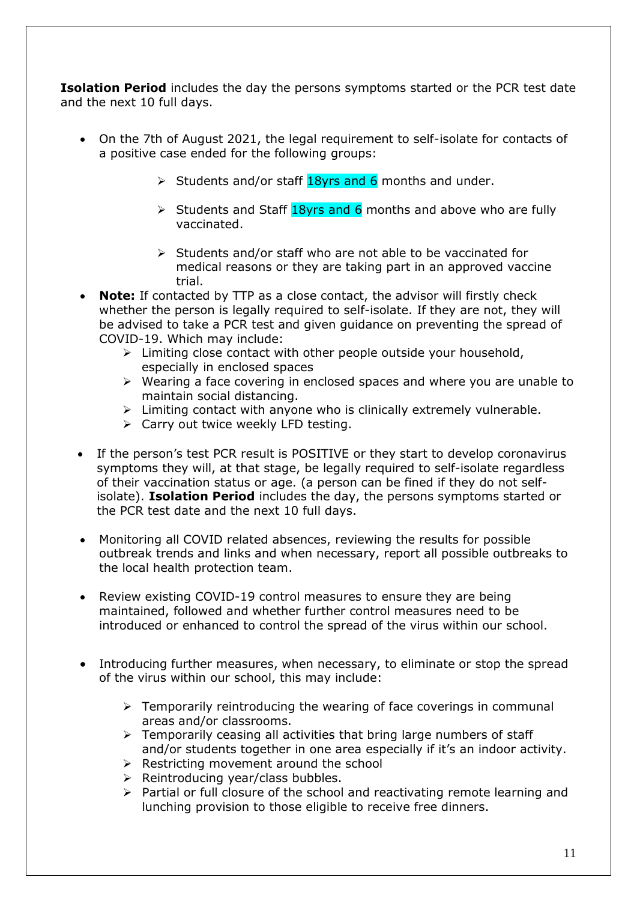**Isolation Period** includes the day the persons symptoms started or the PCR test date and the next 10 full days.

- On the 7th of August 2021, the legal requirement to self-isolate for contacts of a positive case ended for the following groups:
    - Students and/or staff 18yrs and 6 months and under.
    - Students and Staff 18yrs and 6 months and above who are fully vaccinated.
    - Students and/or staff who are not able to be vaccinated for medical reasons or they are taking part in an approved vaccine trial.
- **Note:** If contacted by TTP as a close contact, the advisor will firstly check whether the person is legally required to self-isolate. If they are not, they will be advised to take a PCR test and given guidance on preventing the spread of COVID-19. Which may include:
    - Limiting close contact with other people outside your household, especially in enclosed spaces
    - Wearing a face covering in enclosed spaces and where you are unable to maintain social distancing.
    - Limiting contact with anyone who is clinically extremely vulnerable.
    - Carry out twice weekly LFD testing.
- If the person's test PCR result is POSITIVE or they start to develop coronavirus symptoms they will, at that stage, be legally required to self-isolate regardless of their vaccination status or age. (a person can be fined if they do not self-isolate). **Isolation Period** includes the day, the persons symptoms started or the PCR test date and the next 10 full days.
- Monitoring all COVID related absences, reviewing the results for possible outbreak trends and links and when necessary, report all possible outbreaks to the local health protection team.
- Review existing COVID-19 control measures to ensure they are being maintained, followed and whether further control measures need to be introduced or enhanced to control the spread of the virus within our school.
- Introducing further measures, when necessary, to eliminate or stop the spread of the virus within our school, this may include:
    - Temporarily reintroducing the wearing of face coverings in communal areas and/or classrooms.
    - Temporarily ceasing all activities that bring large numbers of staff and/or students together in one area especially if it's an indoor activity.
    - Restricting movement around the school
    - Reintroducing year/class bubbles.
    - Partial or full closure of the school and reactivating remote learning and lunching provision to those eligible to receive free dinners.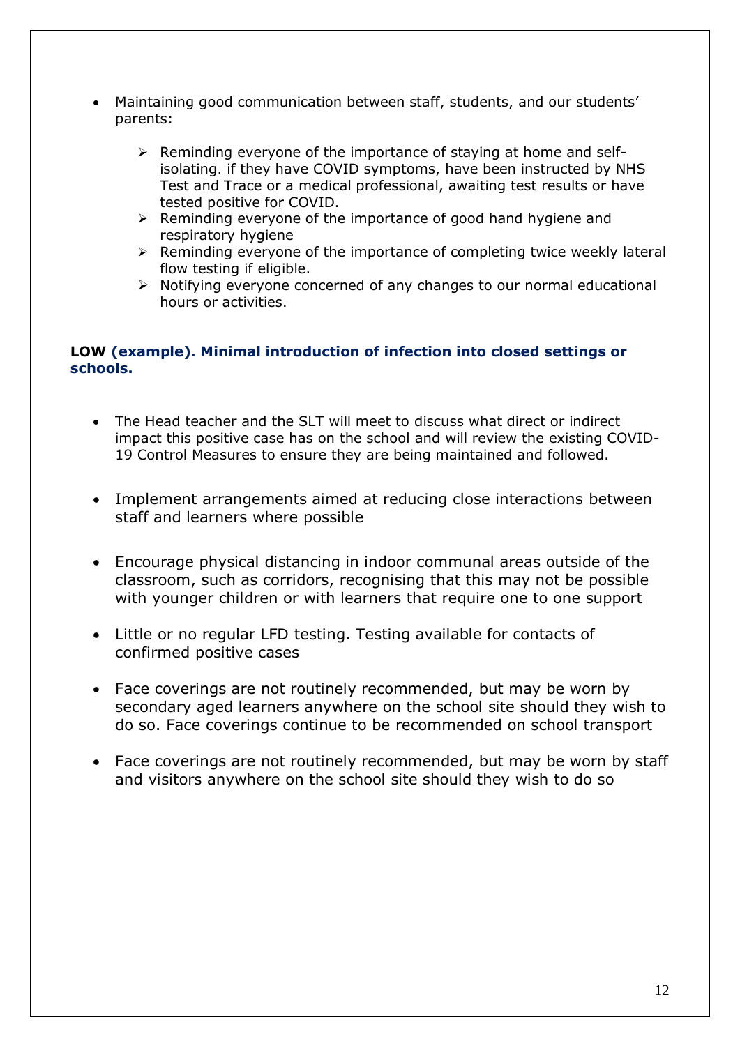- Maintaining good communication between staff, students, and our students' parents:

    - Reminding everyone of the importance of staying at home and self-isolating. if they have COVID symptoms, have been instructed by NHS Test and Trace or a medical professional, awaiting test results or have tested positive for COVID.
    - Reminding everyone of the importance of good hand hygiene and respiratory hygiene
    - Reminding everyone of the importance of completing twice weekly lateral flow testing if eligible.
    - Notifying everyone concerned of any changes to our normal educational hours or activities.

**LOW (example). Minimal introduction of infection into closed settings or schools.**

- The Head teacher and the SLT will meet to discuss what direct or indirect impact this positive case has on the school and will review the existing COVID-19 Control Measures to ensure they are being maintained and followed.

- Implement arrangements aimed at reducing close interactions between staff and learners where possible

- Encourage physical distancing in indoor communal areas outside of the classroom, such as corridors, recognising that this may not be possible with younger children or with learners that require one to one support

- Little or no regular LFD testing. Testing available for contacts of confirmed positive cases

- Face coverings are not routinely recommended, but may be worn by secondary aged learners anywhere on the school site should they wish to do so. Face coverings continue to be recommended on school transport

- Face coverings are not routinely recommended, but may be worn by staff and visitors anywhere on the school site should they wish to do so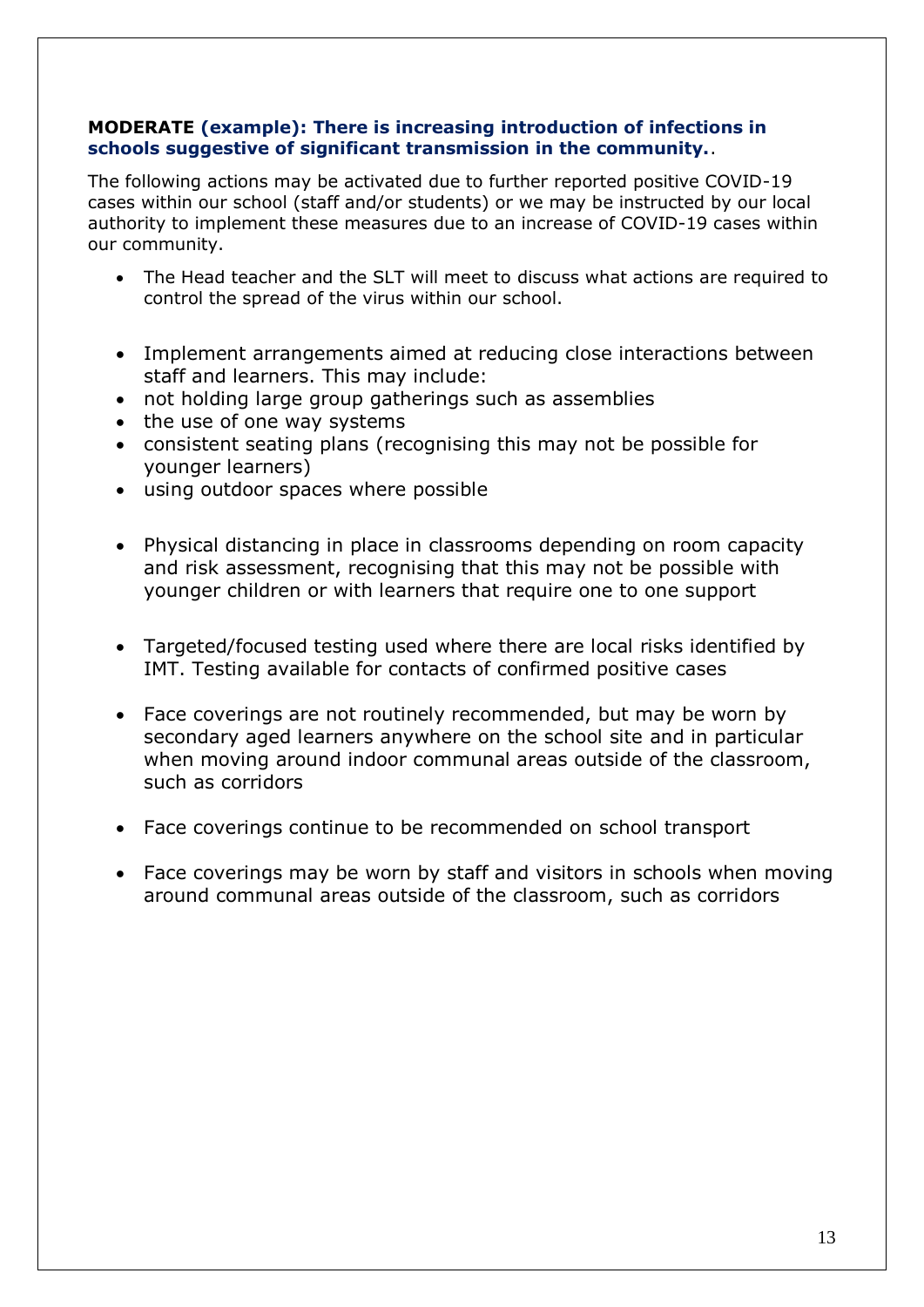**MODERATE (example): There is increasing introduction of infections in schools suggestive of significant transmission in the community.**.

The following actions may be activated due to further reported positive COVID-19 cases within our school (staff and/or students) or we may be instructed by our local authority to implement these measures due to an increase of COVID-19 cases within our community.

- The Head teacher and the SLT will meet to discuss what actions are required to control the spread of the virus within our school.

- Implement arrangements aimed at reducing close interactions between staff and learners. This may include:
- not holding large group gatherings such as assemblies
- the use of one way systems
- consistent seating plans (recognising this may not be possible for younger learners)
- using outdoor spaces where possible

- Physical distancing in place in classrooms depending on room capacity and risk assessment, recognising that this may not be possible with younger children or with learners that require one to one support

- Targeted/focused testing used where there are local risks identified by IMT. Testing available for contacts of confirmed positive cases

- Face coverings are not routinely recommended, but may be worn by secondary aged learners anywhere on the school site and in particular when moving around indoor communal areas outside of the classroom, such as corridors

- Face coverings continue to be recommended on school transport

- Face coverings may be worn by staff and visitors in schools when moving around communal areas outside of the classroom, such as corridors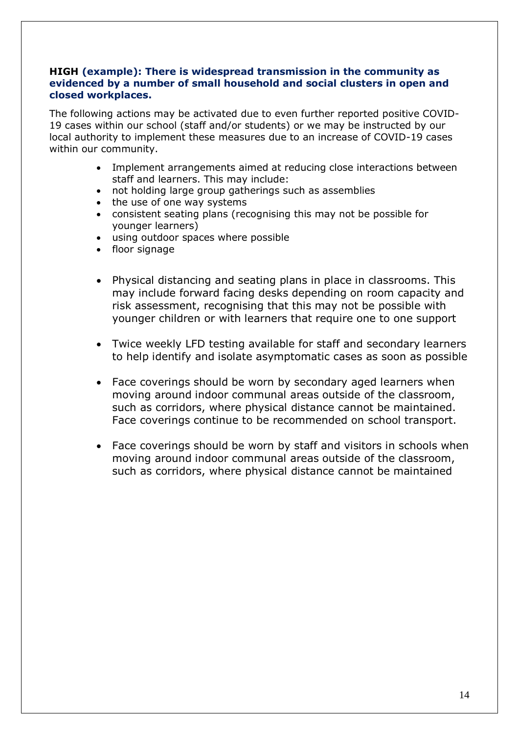**HIGH (example): There is widespread transmission in the community as evidenced by a number of small household and social clusters in open and closed workplaces.**

The following actions may be activated due to even further reported positive COVID-19 cases within our school (staff and/or students) or we may be instructed by our local authority to implement these measures due to an increase of COVID-19 cases within our community.

- Implement arrangements aimed at reducing close interactions between staff and learners. This may include:
- not holding large group gatherings such as assemblies
- the use of one way systems
- consistent seating plans (recognising this may not be possible for younger learners)
- using outdoor spaces where possible
- floor signage

- Physical distancing and seating plans in place in classrooms. This may include forward facing desks depending on room capacity and risk assessment, recognising that this may not be possible with younger children or with learners that require one to one support

- Twice weekly LFD testing available for staff and secondary learners to help identify and isolate asymptomatic cases as soon as possible

- Face coverings should be worn by secondary aged learners when moving around indoor communal areas outside of the classroom, such as corridors, where physical distance cannot be maintained. Face coverings continue to be recommended on school transport.

- Face coverings should be worn by staff and visitors in schools when moving around indoor communal areas outside of the classroom, such as corridors, where physical distance cannot be maintained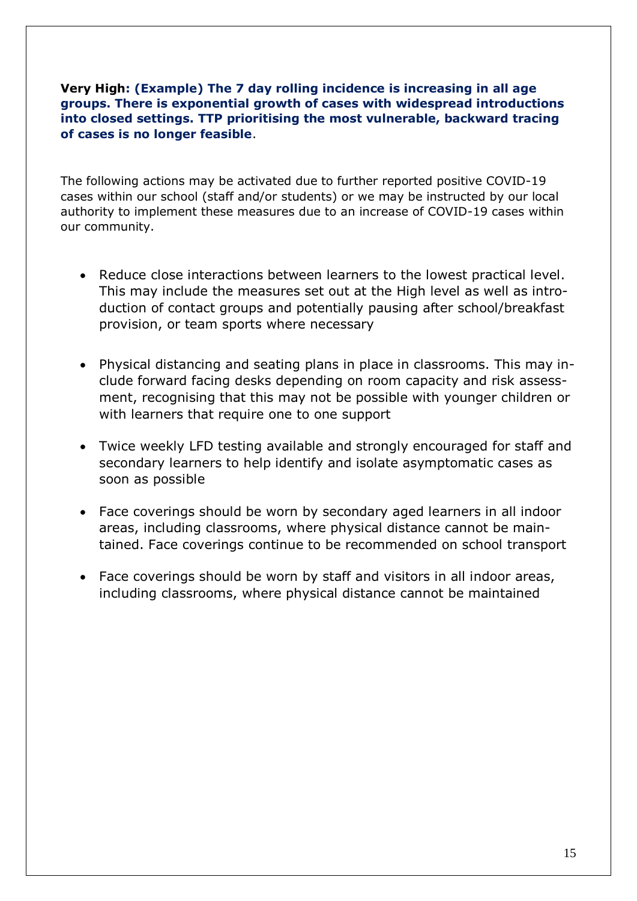**Very High: (Example) The 7 day rolling incidence is increasing in all age groups. There is exponential growth of cases with widespread introductions into closed settings. TTP prioritising the most vulnerable, backward tracing of cases is no longer feasible**.

The following actions may be activated due to further reported positive COVID-19 cases within our school (staff and/or students) or we may be instructed by our local authority to implement these measures due to an increase of COVID-19 cases within our community.

- Reduce close interactions between learners to the lowest practical level. This may include the measures set out at the High level as well as introduction of contact groups and potentially pausing after school/breakfast provision, or team sports where necessary
- Physical distancing and seating plans in place in classrooms. This may include forward facing desks depending on room capacity and risk assessment, recognising that this may not be possible with younger children or with learners that require one to one support
- Twice weekly LFD testing available and strongly encouraged for staff and secondary learners to help identify and isolate asymptomatic cases as soon as possible
- Face coverings should be worn by secondary aged learners in all indoor areas, including classrooms, where physical distance cannot be maintained. Face coverings continue to be recommended on school transport
- Face coverings should be worn by staff and visitors in all indoor areas, including classrooms, where physical distance cannot be maintained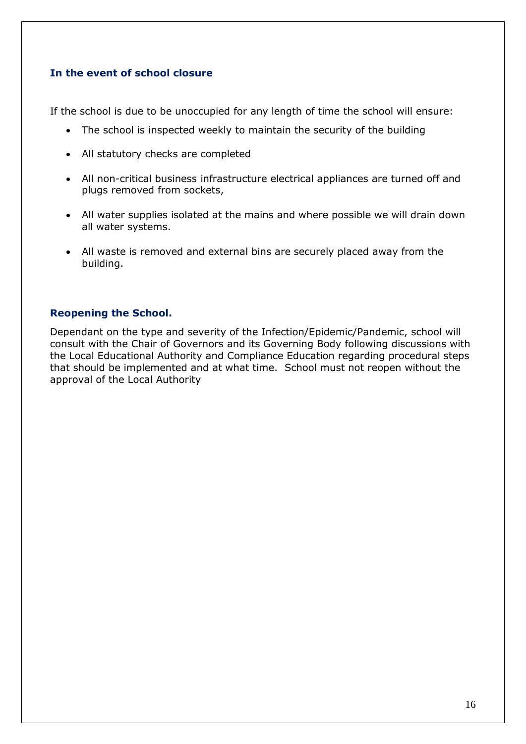### In the event of school closure

If the school is due to be unoccupied for any length of time the school will ensure:

- The school is inspected weekly to maintain the security of the building
- All statutory checks are completed
- All non-critical business infrastructure electrical appliances are turned off and plugs removed from sockets,
- All water supplies isolated at the mains and where possible we will drain down all water systems.
- All waste is removed and external bins are securely placed away from the building.

### Reopening the School.

Dependant on the type and severity of the Infection/Epidemic/Pandemic, school will consult with the Chair of Governors and its Governing Body following discussions with the Local Educational Authority and Compliance Education regarding procedural steps that should be implemented and at what time. School must not reopen without the approval of the Local Authority